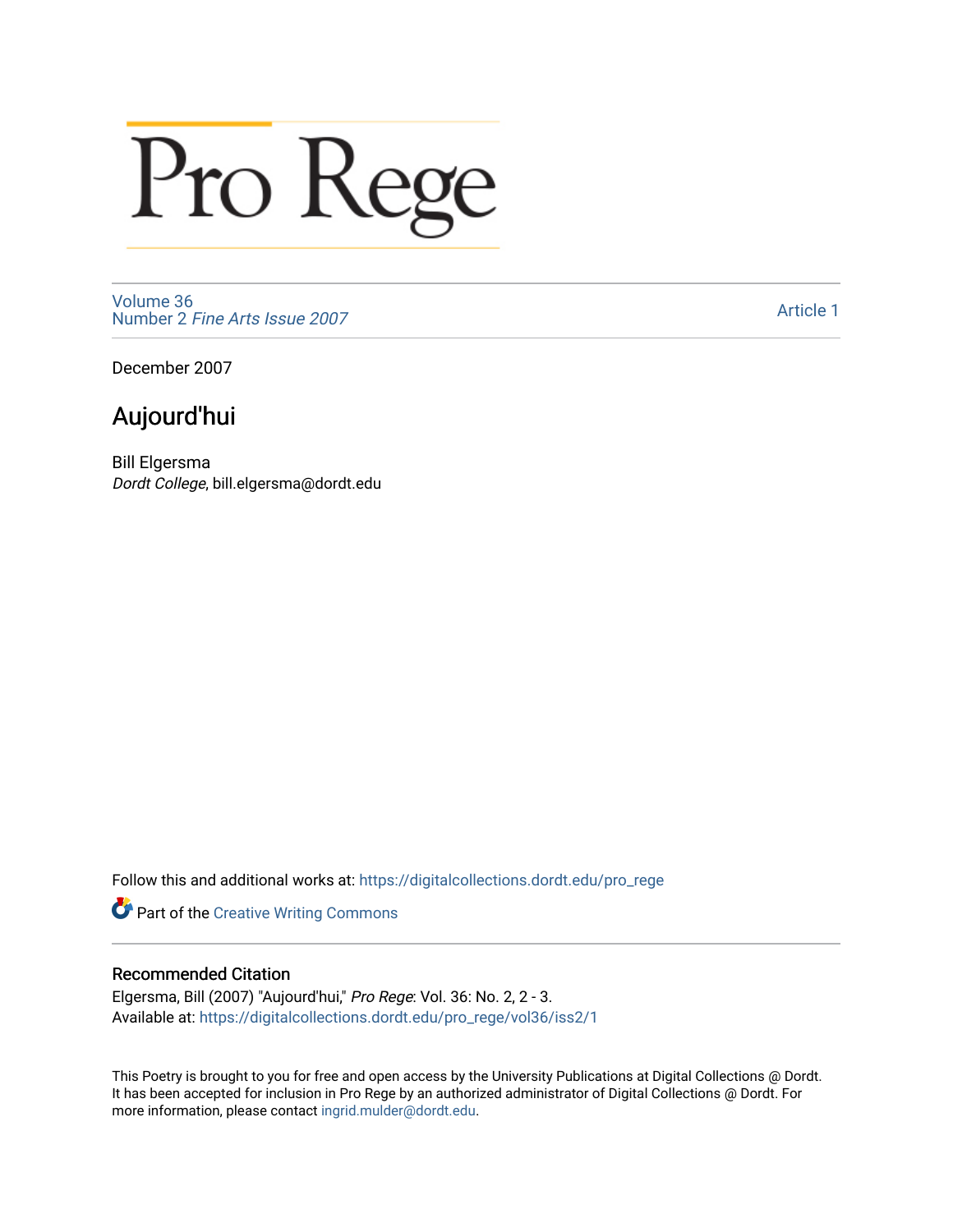# Pro Rege

Volume 36
Number 2 *Fine Arts Issue 2007*

Article 1

December 2007

## Aujourd'hui

Bill Elgersma
*Dordt College*, bill.elgersma@dordt.edu

Follow this and additional works at: https://digitalcollections.dordt.edu/pro_rege

Part of the Creative Writing Commons

### Recommended Citation

Elgersma, Bill (2007) "Aujourd'hui," *Pro Rege*: Vol. 36: No. 2, 2 - 3.
Available at: https://digitalcollections.dordt.edu/pro_rege/vol36/iss2/1

This Poetry is brought to you for free and open access by the University Publications at Digital Collections @ Dordt. It has been accepted for inclusion in Pro Rege by an authorized administrator of Digital Collections @ Dordt. For more information, please contact ingrid.mulder@dordt.edu.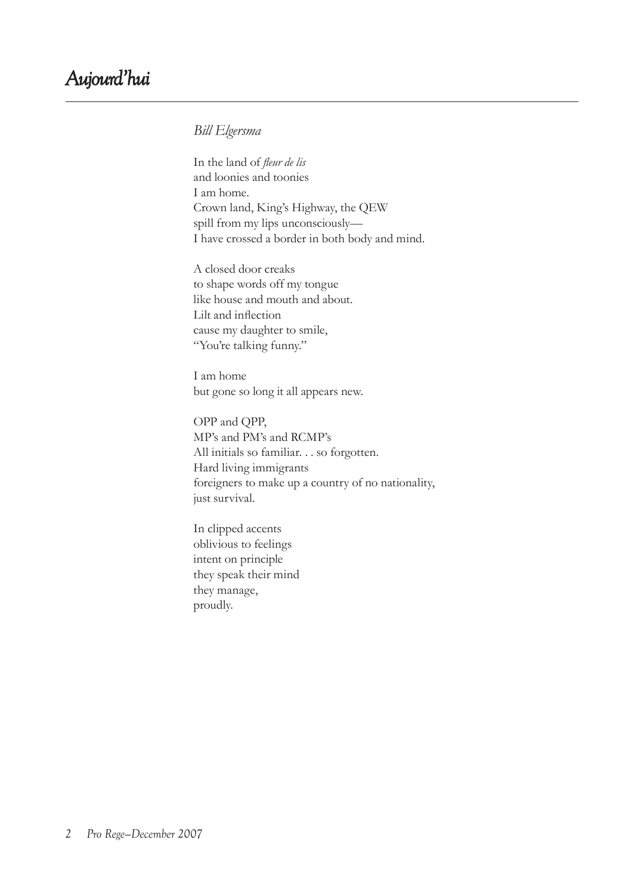# Aujourd'hui

*Bill Elgersma*

In the land of *fleur de lis*  
and loonies and toonies  
I am home.  
Crown land, King's Highway, the QEW  
spill from my lips unconsciously—  
I have crossed a border in both body and mind.

A closed door creaks  
to shape words off my tongue  
like house and mouth and about.  
Lilt and inflection  
cause my daughter to smile,  
"You're talking funny."

I am home  
but gone so long it all appears new.

OPP and QPP,  
MP's and PM's and RCMP's  
All initials so familiar. . . so forgotten.  
Hard living immigrants  
foreigners to make up a country of no nationality,  
just survival.

In clipped accents  
oblivious to feelings  
intent on principle  
they speak their mind  
they manage,  
proudly.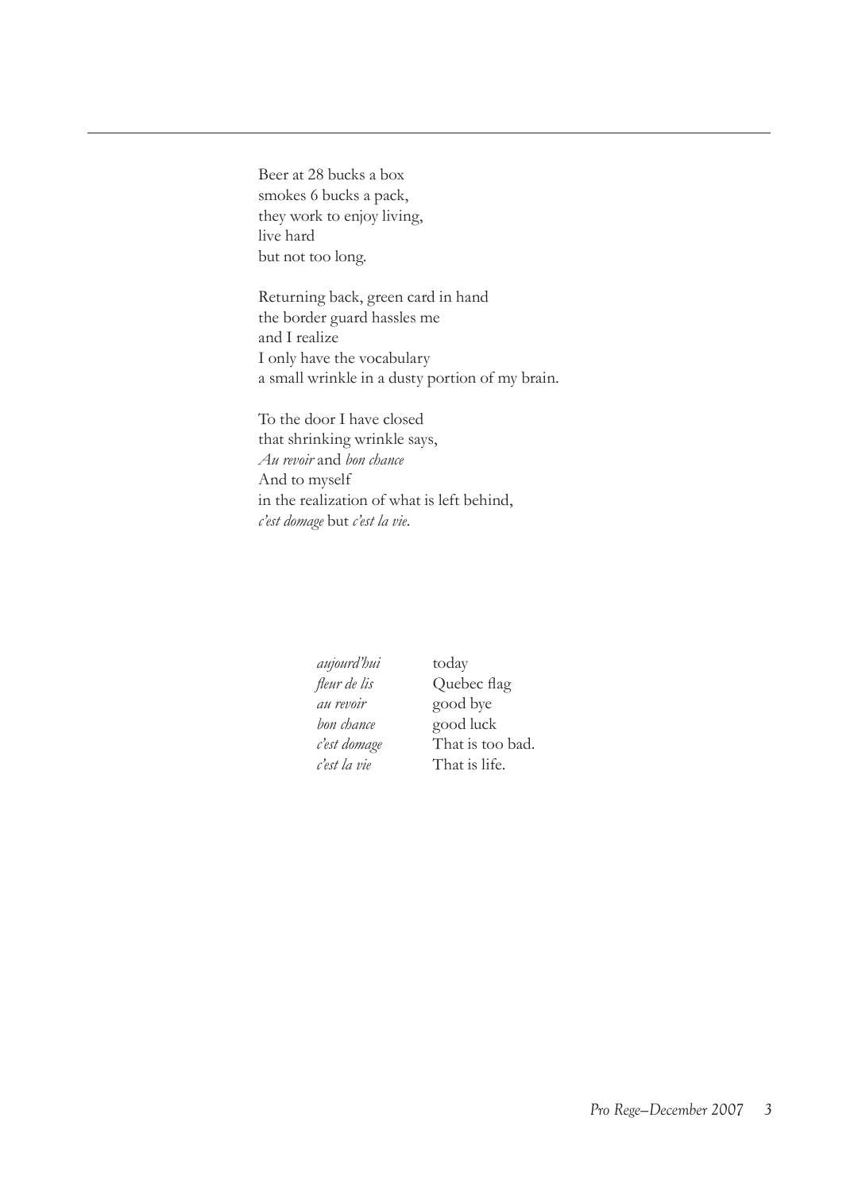Beer at 28 bucks a box  
smokes 6 bucks a pack,  
they work to enjoy living,  
live hard  
but not too long.

Returning back, green card in hand  
the border guard hassles me  
and I realize  
I only have the vocabulary  
a small wrinkle in a dusty portion of my brain.

To the door I have closed  
that shrinking wrinkle says,  
*Au revoir* and *bon chance*  
And to myself  
in the realization of what is left behind,  
*c'est domage* but *c'est la vie*.

| | |
|---|---|
| *aujourd'hui* | today |
| *fleur de lis* | Quebec flag |
| *au revoir* | good bye |
| *bon chance* | good luck |
| *c'est domage* | That is too bad. |
| *c'est la vie* | That is life. |